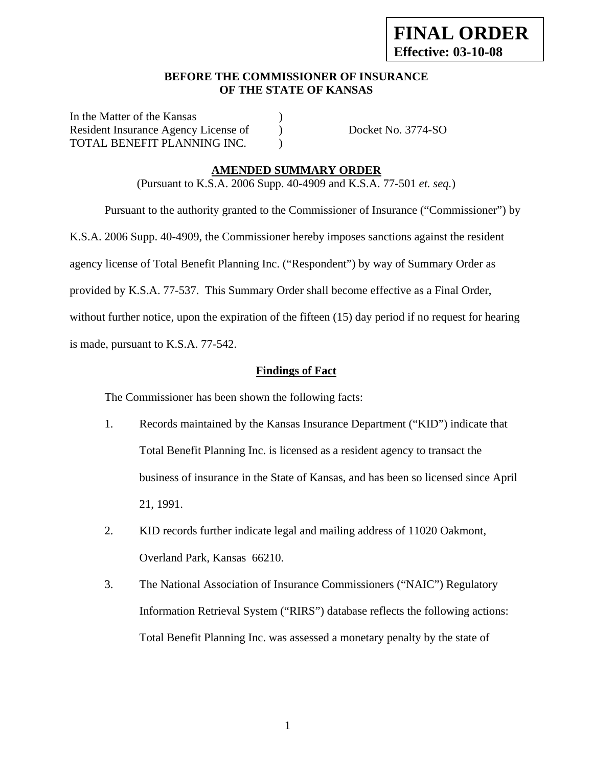**FINAL ORDER**
**Effective: 03-10-08**

**BEFORE THE COMMISSIONER OF INSURANCE**
**OF THE STATE OF KANSAS**

| | | |
|---|---|---|
| In the Matter of the Kansas | ) | |
| Resident Insurance Agency License of | ) | Docket No. 3774-SO |
| TOTAL BENEFIT PLANNING INC. | ) | |

**AMENDED SUMMARY ORDER**

(Pursuant to K.S.A. 2006 Supp. 40-4909 and K.S.A. 77-501 *et. seq.*)

Pursuant to the authority granted to the Commissioner of Insurance ("Commissioner") by K.S.A. 2006 Supp. 40-4909, the Commissioner hereby imposes sanctions against the resident agency license of Total Benefit Planning Inc. ("Respondent") by way of Summary Order as provided by K.S.A. 77-537. This Summary Order shall become effective as a Final Order, without further notice, upon the expiration of the fifteen (15) day period if no request for hearing is made, pursuant to K.S.A. 77-542.

**Findings of Fact**

The Commissioner has been shown the following facts:

1. Records maintained by the Kansas Insurance Department ("KID") indicate that Total Benefit Planning Inc. is licensed as a resident agency to transact the business of insurance in the State of Kansas, and has been so licensed since April 21, 1991.

2. KID records further indicate legal and mailing address of 11020 Oakmont, Overland Park, Kansas 66210.

3. The National Association of Insurance Commissioners ("NAIC") Regulatory Information Retrieval System ("RIRS") database reflects the following actions: Total Benefit Planning Inc. was assessed a monetary penalty by the state of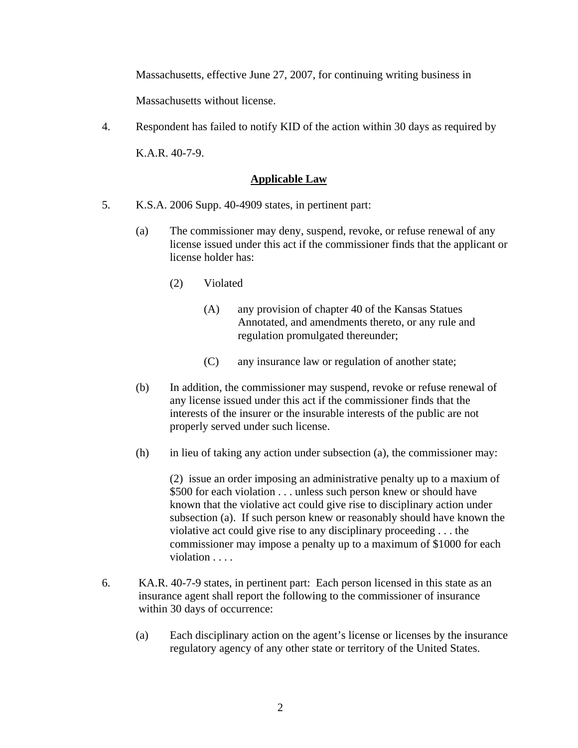Massachusetts, effective June 27, 2007, for continuing writing business in Massachusetts without license.

4. Respondent has failed to notify KID of the action within 30 days as required by K.A.R. 40-7-9.

## **Applicable Law**

5. K.S.A. 2006 Supp. 40-4909 states, in pertinent part:

   (a) The commissioner may deny, suspend, revoke, or refuse renewal of any license issued under this act if the commissioner finds that the applicant or license holder has:

      (2) Violated

         (A) any provision of chapter 40 of the Kansas Statues Annotated, and amendments thereto, or any rule and regulation promulgated thereunder;

         (C) any insurance law or regulation of another state;

   (b) In addition, the commissioner may suspend, revoke or refuse renewal of any license issued under this act if the commissioner finds that the interests of the insurer or the insurable interests of the public are not properly served under such license.

   (h) in lieu of taking any action under subsection (a), the commissioner may:

      (2) issue an order imposing an administrative penalty up to a maxium of $500 for each violation . . . unless such person knew or should have known that the violative act could give rise to disciplinary action under subsection (a). If such person knew or reasonably should have known the violative act could give rise to any disciplinary proceeding . . . the commissioner may impose a penalty up to a maximum of $1000 for each violation . . . .

6. KA.R. 40-7-9 states, in pertinent part: Each person licensed in this state as an insurance agent shall report the following to the commissioner of insurance within 30 days of occurrence:

   (a) Each disciplinary action on the agent's license or licenses by the insurance regulatory agency of any other state or territory of the United States.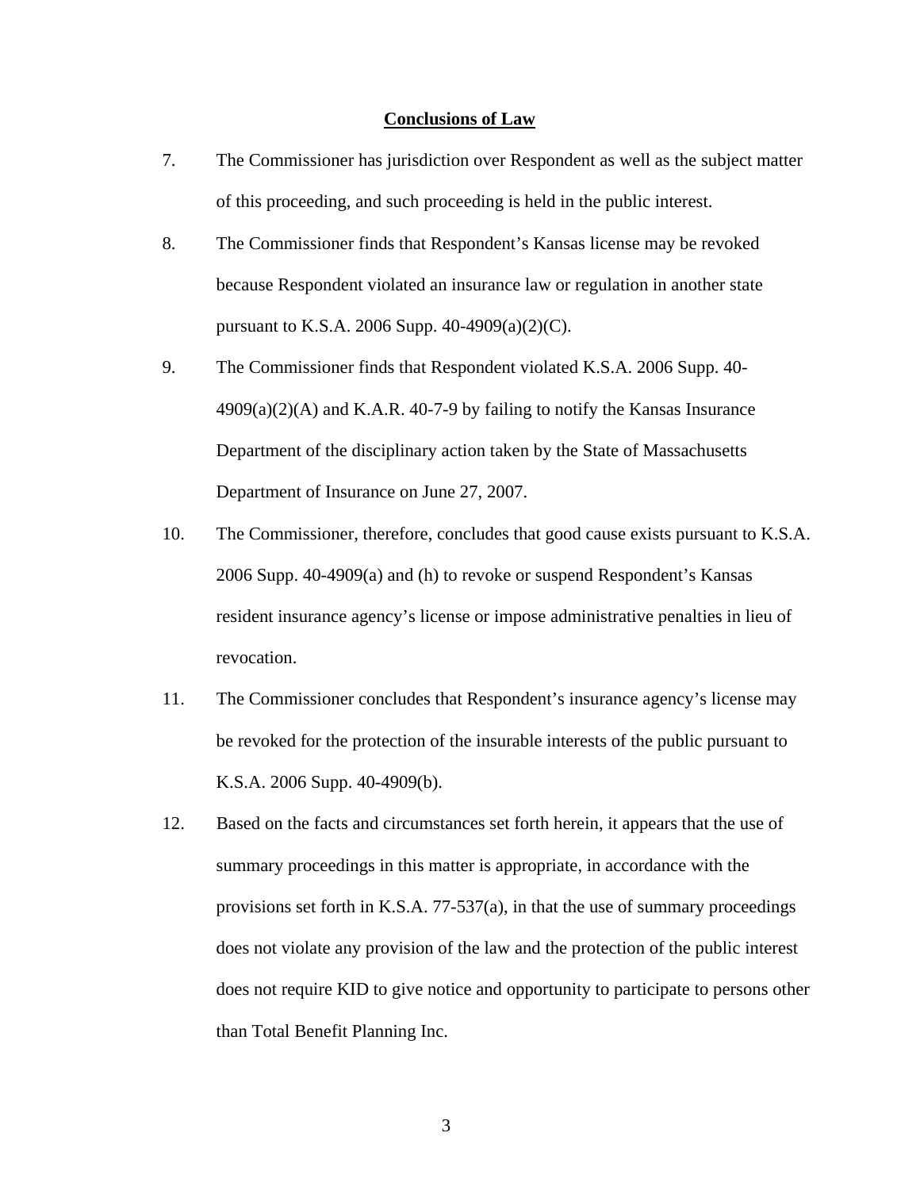## Conclusions of Law

7. The Commissioner has jurisdiction over Respondent as well as the subject matter of this proceeding, and such proceeding is held in the public interest.

8. The Commissioner finds that Respondent's Kansas license may be revoked because Respondent violated an insurance law or regulation in another state pursuant to K.S.A. 2006 Supp. 40-4909(a)(2)(C).

9. The Commissioner finds that Respondent violated K.S.A. 2006 Supp. 40-4909(a)(2)(A) and K.A.R. 40-7-9 by failing to notify the Kansas Insurance Department of the disciplinary action taken by the State of Massachusetts Department of Insurance on June 27, 2007.

10. The Commissioner, therefore, concludes that good cause exists pursuant to K.S.A. 2006 Supp. 40-4909(a) and (h) to revoke or suspend Respondent's Kansas resident insurance agency's license or impose administrative penalties in lieu of revocation.

11. The Commissioner concludes that Respondent's insurance agency's license may be revoked for the protection of the insurable interests of the public pursuant to K.S.A. 2006 Supp. 40-4909(b).

12. Based on the facts and circumstances set forth herein, it appears that the use of summary proceedings in this matter is appropriate, in accordance with the provisions set forth in K.S.A. 77-537(a), in that the use of summary proceedings does not violate any provision of the law and the protection of the public interest does not require KID to give notice and opportunity to participate to persons other than Total Benefit Planning Inc.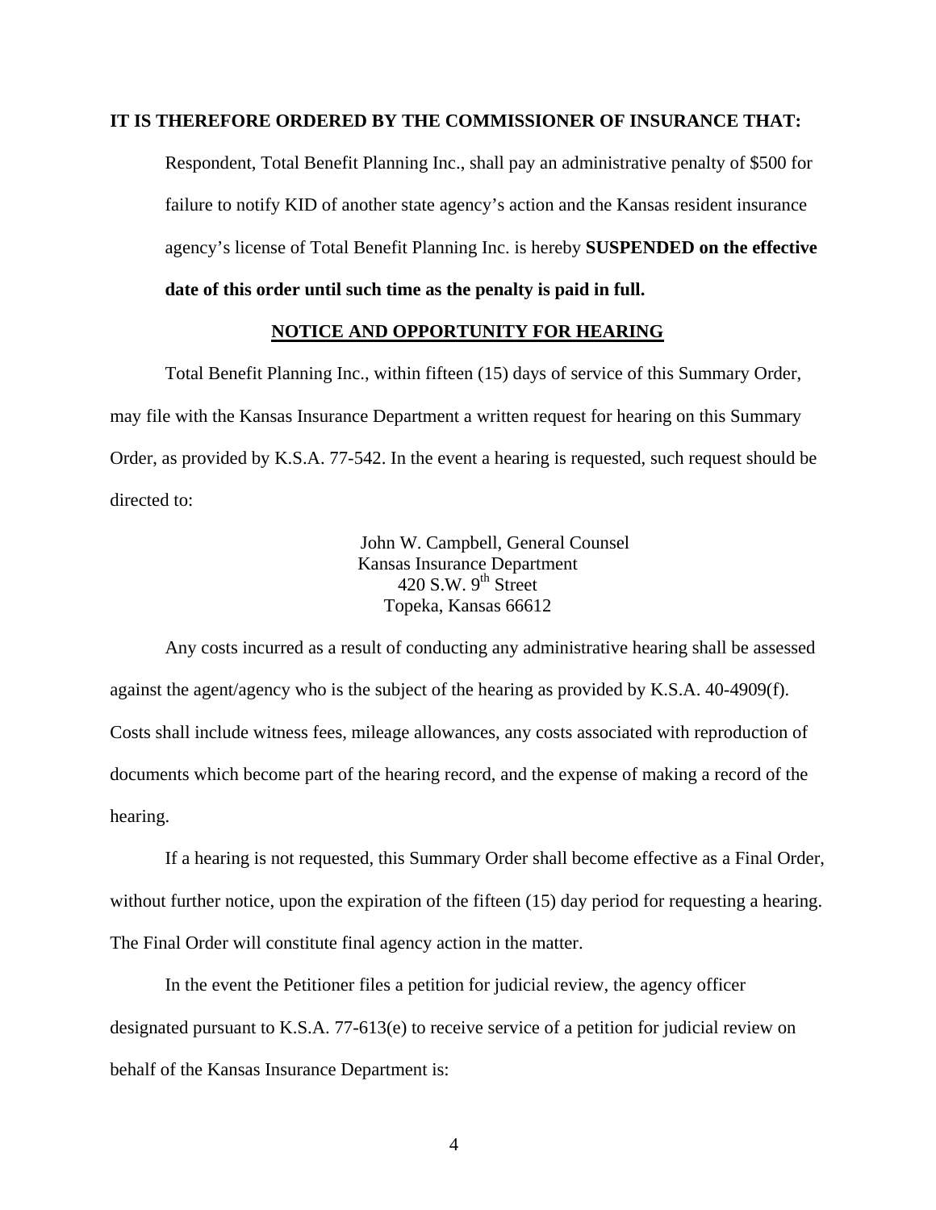**IT IS THEREFORE ORDERED BY THE COMMISSIONER OF INSURANCE THAT:**

Respondent, Total Benefit Planning Inc., shall pay an administrative penalty of $500 for failure to notify KID of another state agency's action and the Kansas resident insurance agency's license of Total Benefit Planning Inc. is hereby **SUSPENDED on the effective date of this order until such time as the penalty is paid in full.**

## NOTICE AND OPPORTUNITY FOR HEARING

Total Benefit Planning Inc., within fifteen (15) days of service of this Summary Order, may file with the Kansas Insurance Department a written request for hearing on this Summary Order, as provided by K.S.A. 77-542. In the event a hearing is requested, such request should be directed to:

John W. Campbell, General Counsel
Kansas Insurance Department
420 S.W. 9th Street
Topeka, Kansas 66612

Any costs incurred as a result of conducting any administrative hearing shall be assessed against the agent/agency who is the subject of the hearing as provided by K.S.A. 40-4909(f). Costs shall include witness fees, mileage allowances, any costs associated with reproduction of documents which become part of the hearing record, and the expense of making a record of the hearing.

If a hearing is not requested, this Summary Order shall become effective as a Final Order, without further notice, upon the expiration of the fifteen (15) day period for requesting a hearing. The Final Order will constitute final agency action in the matter.

In the event the Petitioner files a petition for judicial review, the agency officer designated pursuant to K.S.A. 77-613(e) to receive service of a petition for judicial review on behalf of the Kansas Insurance Department is: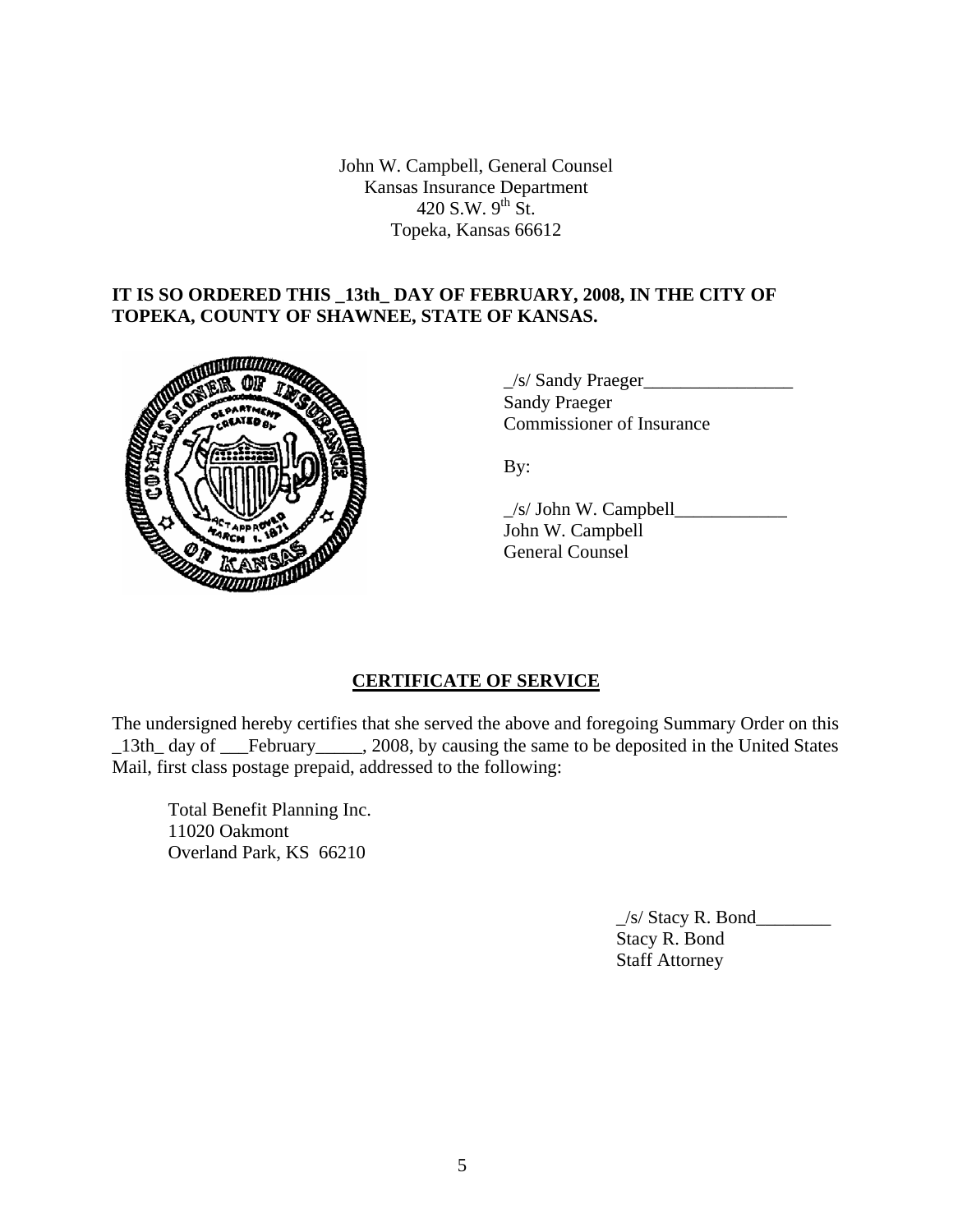John W. Campbell, General Counsel
Kansas Insurance Department
420 S.W. 9th St.
Topeka, Kansas 66612

**IT IS SO ORDERED THIS _13th_ DAY OF FEBRUARY, 2008, IN THE CITY OF TOPEKA, COUNTY OF SHAWNEE, STATE OF KANSAS.**

_/s/ Sandy Praeger________________
Sandy Praeger
Commissioner of Insurance

By:

_/s/ John W. Campbell____________
John W. Campbell
General Counsel

## CERTIFICATE OF SERVICE

The undersigned hereby certifies that she served the above and foregoing Summary Order on this _13th_ day of ___February_____, 2008, by causing the same to be deposited in the United States Mail, first class postage prepaid, addressed to the following:

Total Benefit Planning Inc.
11020 Oakmont
Overland Park, KS 66210

_/s/ Stacy R. Bond________
Stacy R. Bond
Staff Attorney